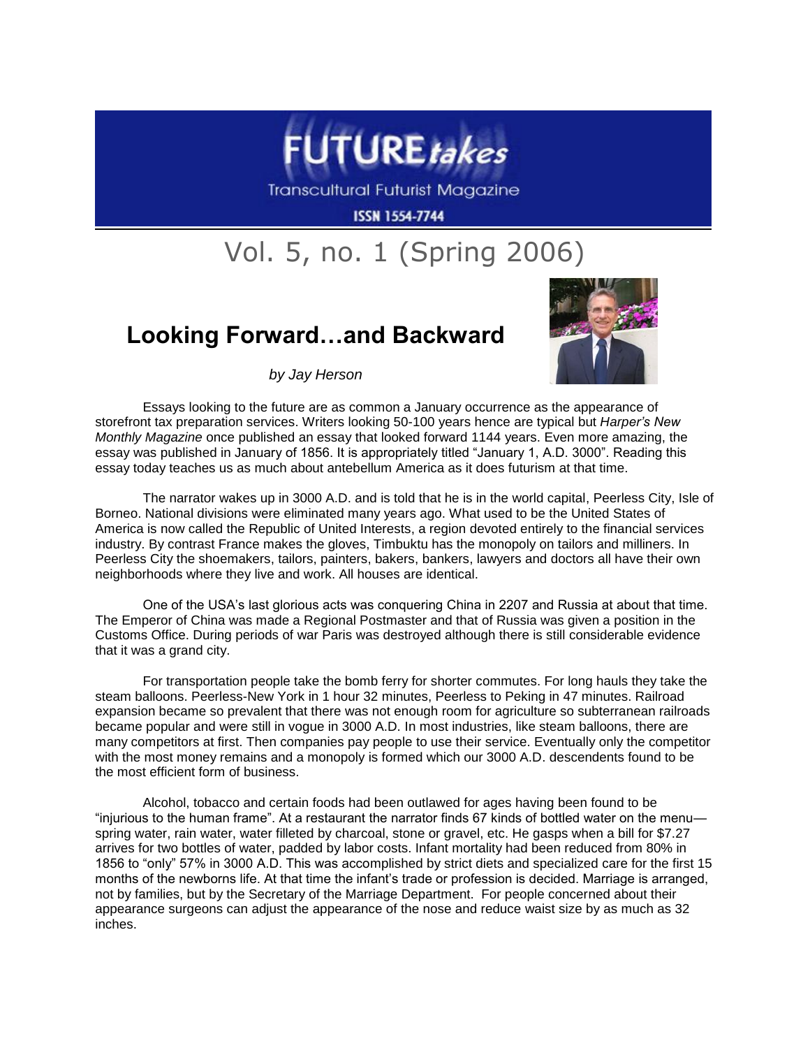# FUTURE*takes*

Transcultural Futurist Magazine

ISSN 1554-7744

## Vol. 5, no. 1 (Spring 2006)

# Looking Forward…and Backward

*by Jay Herson*

Essays looking to the future are as common a January occurrence as the appearance of storefront tax preparation services. Writers looking 50-100 years hence are typical but *Harper's New Monthly Magazine* once published an essay that looked forward 1144 years. Even more amazing, the essay was published in January of 1856. It is appropriately titled "January 1, A.D. 3000". Reading this essay today teaches us as much about antebellum America as it does futurism at that time.

The narrator wakes up in 3000 A.D. and is told that he is in the world capital, Peerless City, Isle of Borneo. National divisions were eliminated many years ago. What used to be the United States of America is now called the Republic of United Interests, a region devoted entirely to the financial services industry. By contrast France makes the gloves, Timbuktu has the monopoly on tailors and milliners. In Peerless City the shoemakers, tailors, painters, bakers, bankers, lawyers and doctors all have their own neighborhoods where they live and work. All houses are identical.

One of the USA's last glorious acts was conquering China in 2207 and Russia at about that time. The Emperor of China was made a Regional Postmaster and that of Russia was given a position in the Customs Office. During periods of war Paris was destroyed although there is still considerable evidence that it was a grand city.

For transportation people take the bomb ferry for shorter commutes. For long hauls they take the steam balloons. Peerless-New York in 1 hour 32 minutes, Peerless to Peking in 47 minutes. Railroad expansion became so prevalent that there was not enough room for agriculture so subterranean railroads became popular and were still in vogue in 3000 A.D. In most industries, like steam balloons, there are many competitors at first. Then companies pay people to use their service. Eventually only the competitor with the most money remains and a monopoly is formed which our 3000 A.D. descendents found to be the most efficient form of business.

Alcohol, tobacco and certain foods had been outlawed for ages having been found to be "injurious to the human frame". At a restaurant the narrator finds 67 kinds of bottled water on the menu—spring water, rain water, water filleted by charcoal, stone or gravel, etc. He gasps when a bill for $7.27 arrives for two bottles of water, padded by labor costs. Infant mortality had been reduced from 80% in 1856 to "only" 57% in 3000 A.D. This was accomplished by strict diets and specialized care for the first 15 months of the newborns life. At that time the infant's trade or profession is decided. Marriage is arranged, not by families, but by the Secretary of the Marriage Department. For people concerned about their appearance surgeons can adjust the appearance of the nose and reduce waist size by as much as 32 inches.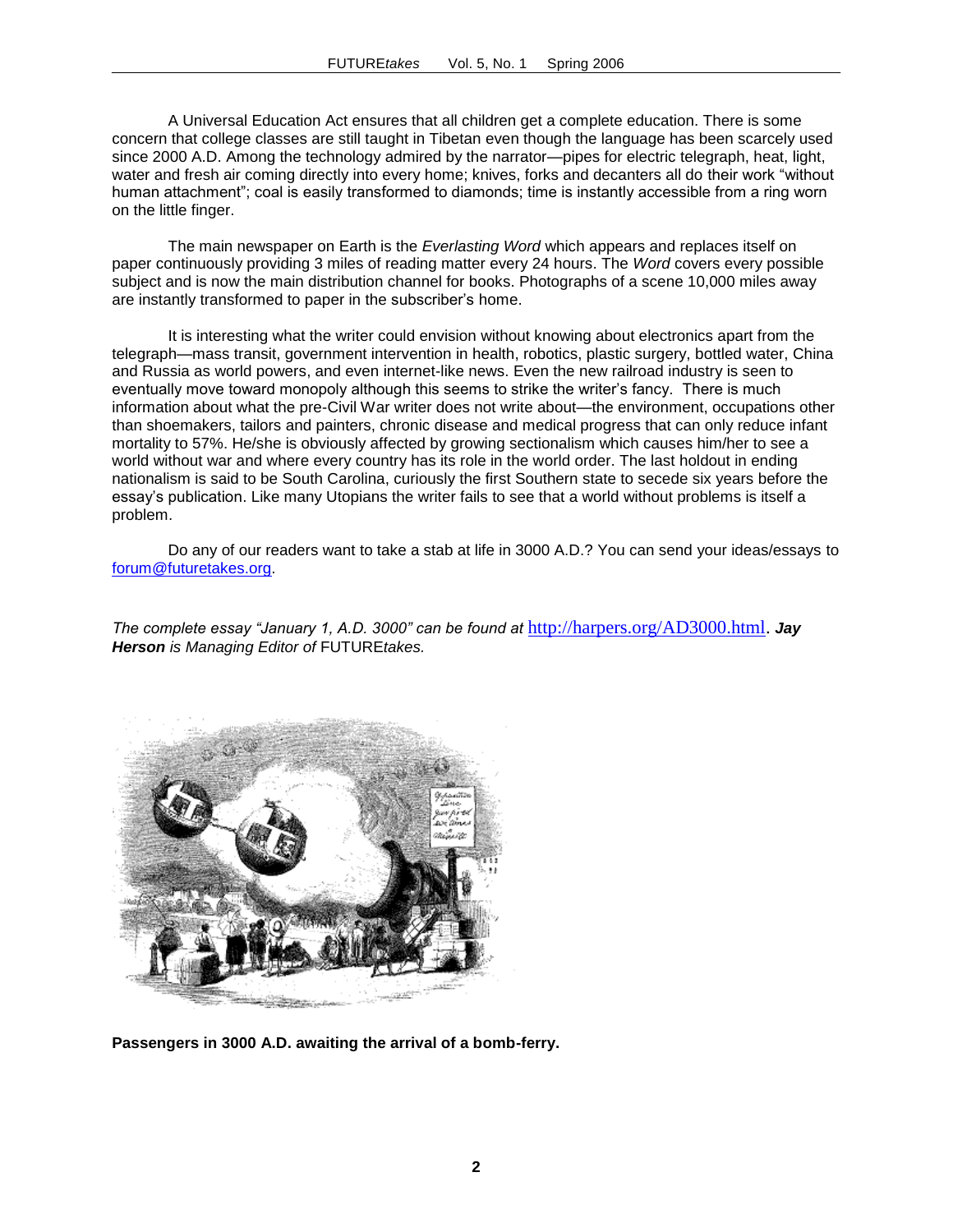A Universal Education Act ensures that all children get a complete education. There is some concern that college classes are still taught in Tibetan even though the language has been scarcely used since 2000 A.D. Among the technology admired by the narrator—pipes for electric telegraph, heat, light, water and fresh air coming directly into every home; knives, forks and decanters all do their work "without human attachment"; coal is easily transformed to diamonds; time is instantly accessible from a ring worn on the little finger.

The main newspaper on Earth is the *Everlasting Word* which appears and replaces itself on paper continuously providing 3 miles of reading matter every 24 hours. The *Word* covers every possible subject and is now the main distribution channel for books. Photographs of a scene 10,000 miles away are instantly transformed to paper in the subscriber's home.

It is interesting what the writer could envision without knowing about electronics apart from the telegraph—mass transit, government intervention in health, robotics, plastic surgery, bottled water, China and Russia as world powers, and even internet-like news. Even the new railroad industry is seen to eventually move toward monopoly although this seems to strike the writer's fancy. There is much information about what the pre-Civil War writer does not write about—the environment, occupations other than shoemakers, tailors and painters, chronic disease and medical progress that can only reduce infant mortality to 57%. He/she is obviously affected by growing sectionalism which causes him/her to see a world without war and where every country has its role in the world order. The last holdout in ending nationalism is said to be South Carolina, curiously the first Southern state to secede six years before the essay's publication. Like many Utopians the writer fails to see that a world without problems is itself a problem.

Do any of our readers want to take a stab at life in 3000 A.D.? You can send your ideas/essays to forum@futuretakes.org.

*The complete essay "January 1, A.D. 3000" can be found at* http://harpers.org/AD3000.html. ***Jay Herson*** *is Managing Editor of* FUTURE*takes.*

**Passengers in 3000 A.D. awaiting the arrival of a bomb-ferry.**